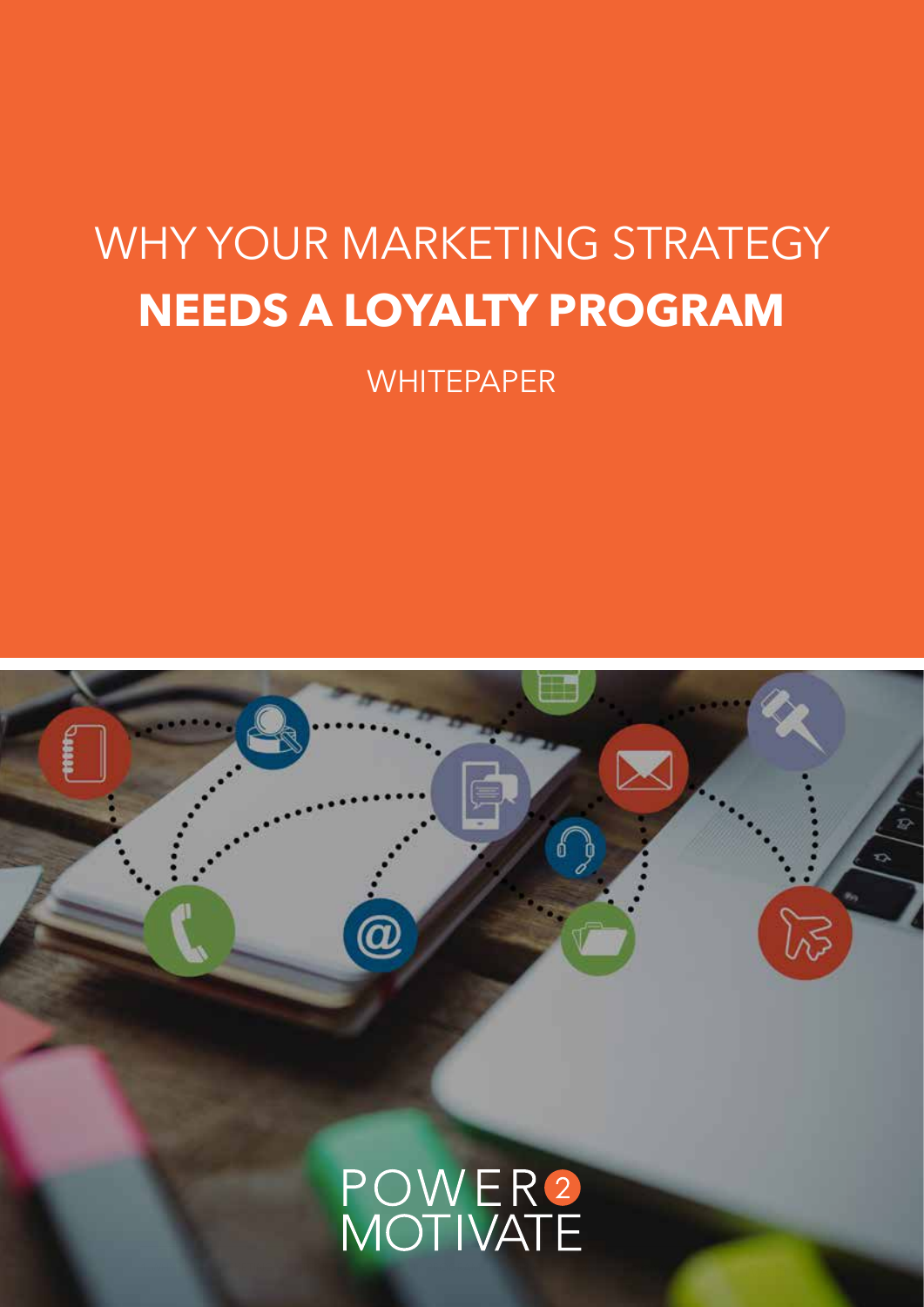# WHY YOUR MARKETING STRATEGY **NEEDS A LOYALTY PROGRAM**

WHITEPAPER

POWER 2 MOTIVATE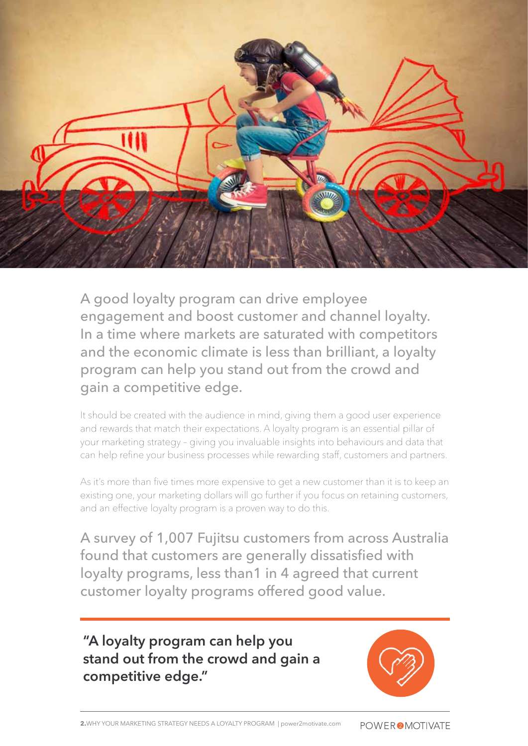A good loyalty program can drive employee engagement and boost customer and channel loyalty. In a time where markets are saturated with competitors and the economic climate is less than brilliant, a loyalty program can help you stand out from the crowd and gain a competitive edge.

It should be created with the audience in mind, giving them a good user experience and rewards that match their expectations. A loyalty program is an essential pillar of your marketing strategy – giving you invaluable insights into behaviours and data that can help refine your business processes while rewarding staff, customers and partners.

As it's more than five times more expensive to get a new customer than it is to keep an existing one, your marketing dollars will go further if you focus on retaining customers, and an effective loyalty program is a proven way to do this.

A survey of 1,007 Fujitsu customers from across Australia found that customers are generally dissatisfied with loyalty programs, less than1 in 4 agreed that current customer loyalty programs offered good value.

**"A loyalty program can help you stand out from the crowd and gain a competitive edge."**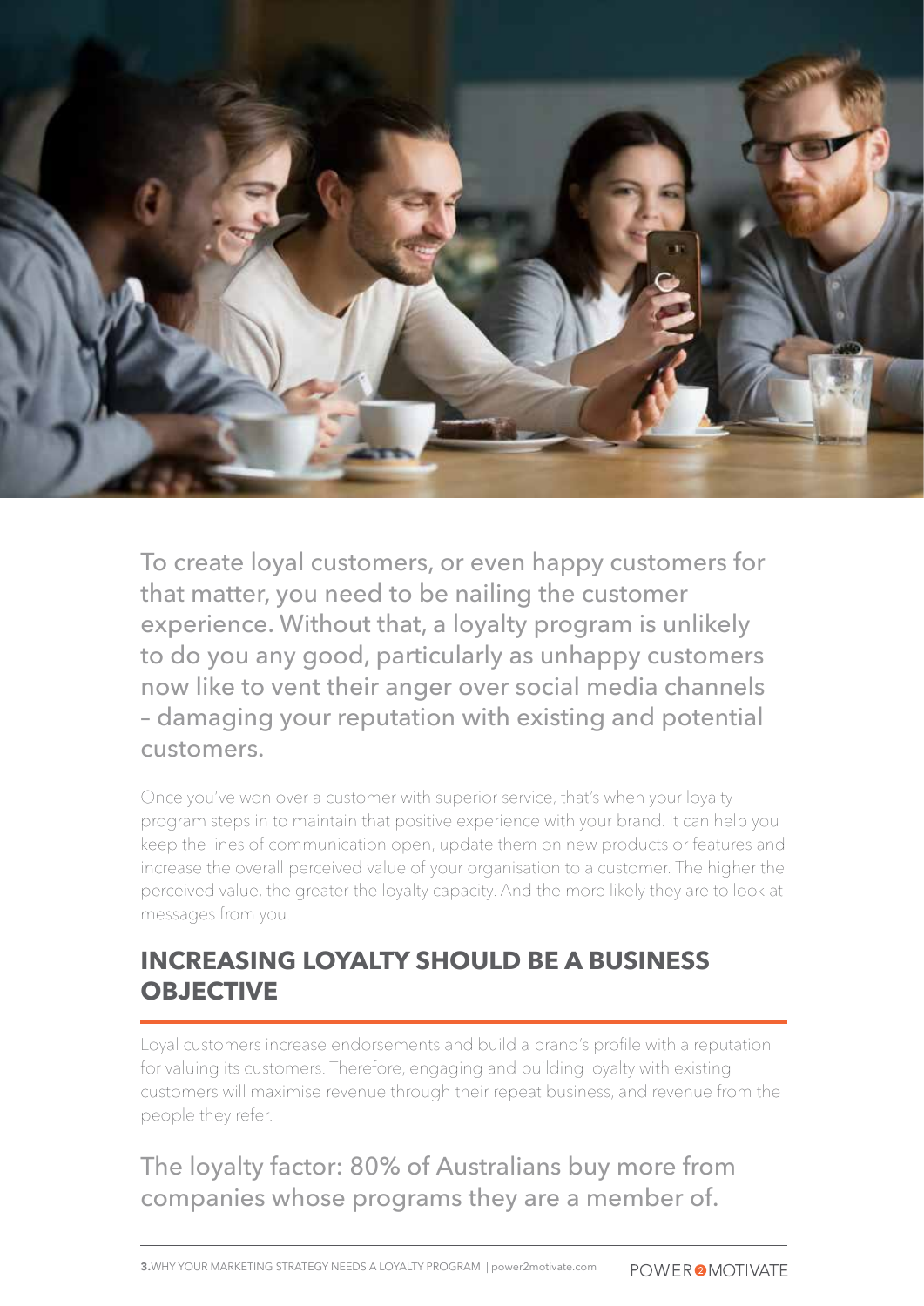To create loyal customers, or even happy customers for that matter, you need to be nailing the customer experience. Without that, a loyalty program is unlikely to do you any good, particularly as unhappy customers now like to vent their anger over social media channels – damaging your reputation with existing and potential customers.

Once you've won over a customer with superior service, that's when your loyalty program steps in to maintain that positive experience with your brand. It can help you keep the lines of communication open, update them on new products or features and increase the overall perceived value of your organisation to a customer. The higher the perceived value, the greater the loyalty capacity. And the more likely they are to look at messages from you.

## INCREASING LOYALTY SHOULD BE A BUSINESS OBJECTIVE

Loyal customers increase endorsements and build a brand's profile with a reputation for valuing its customers. Therefore, engaging and building loyalty with existing customers will maximise revenue through their repeat business, and revenue from the people they refer.

The loyalty factor: 80% of Australians buy more from companies whose programs they are a member of.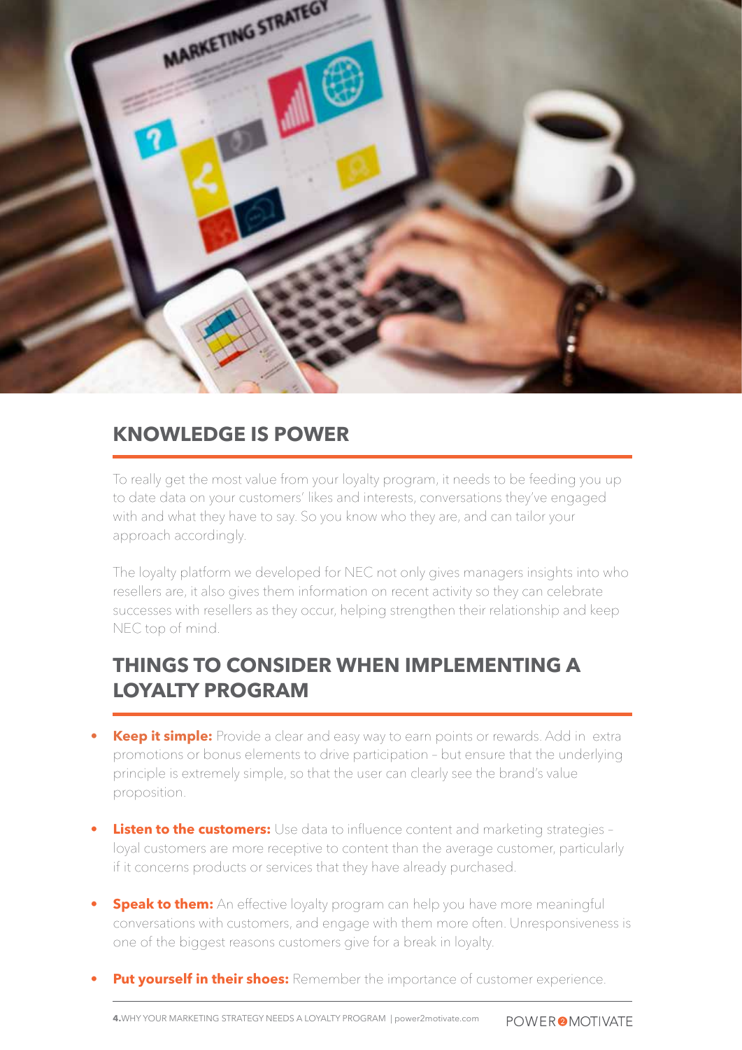## KNOWLEDGE IS POWER

To really get the most value from your loyalty program, it needs to be feeding you up to date data on your customers' likes and interests, conversations they've engaged with and what they have to say. So you know who they are, and can tailor your approach accordingly.

The loyalty platform we developed for NEC not only gives managers insights into who resellers are, it also gives them information on recent activity so they can celebrate successes with resellers as they occur, helping strengthen their relationship and keep NEC top of mind.

## THINGS TO CONSIDER WHEN IMPLEMENTING A LOYALTY PROGRAM

- **Keep it simple:** Provide a clear and easy way to earn points or rewards. Add in extra promotions or bonus elements to drive participation – but ensure that the underlying principle is extremely simple, so that the user can clearly see the brand's value proposition.
- **Listen to the customers:** Use data to influence content and marketing strategies – loyal customers are more receptive to content than the average customer, particularly if it concerns products or services that they have already purchased.
- **Speak to them:** An effective loyalty program can help you have more meaningful conversations with customers, and engage with them more often. Unresponsiveness is one of the biggest reasons customers give for a break in loyalty.
- **Put yourself in their shoes:** Remember the importance of customer experience.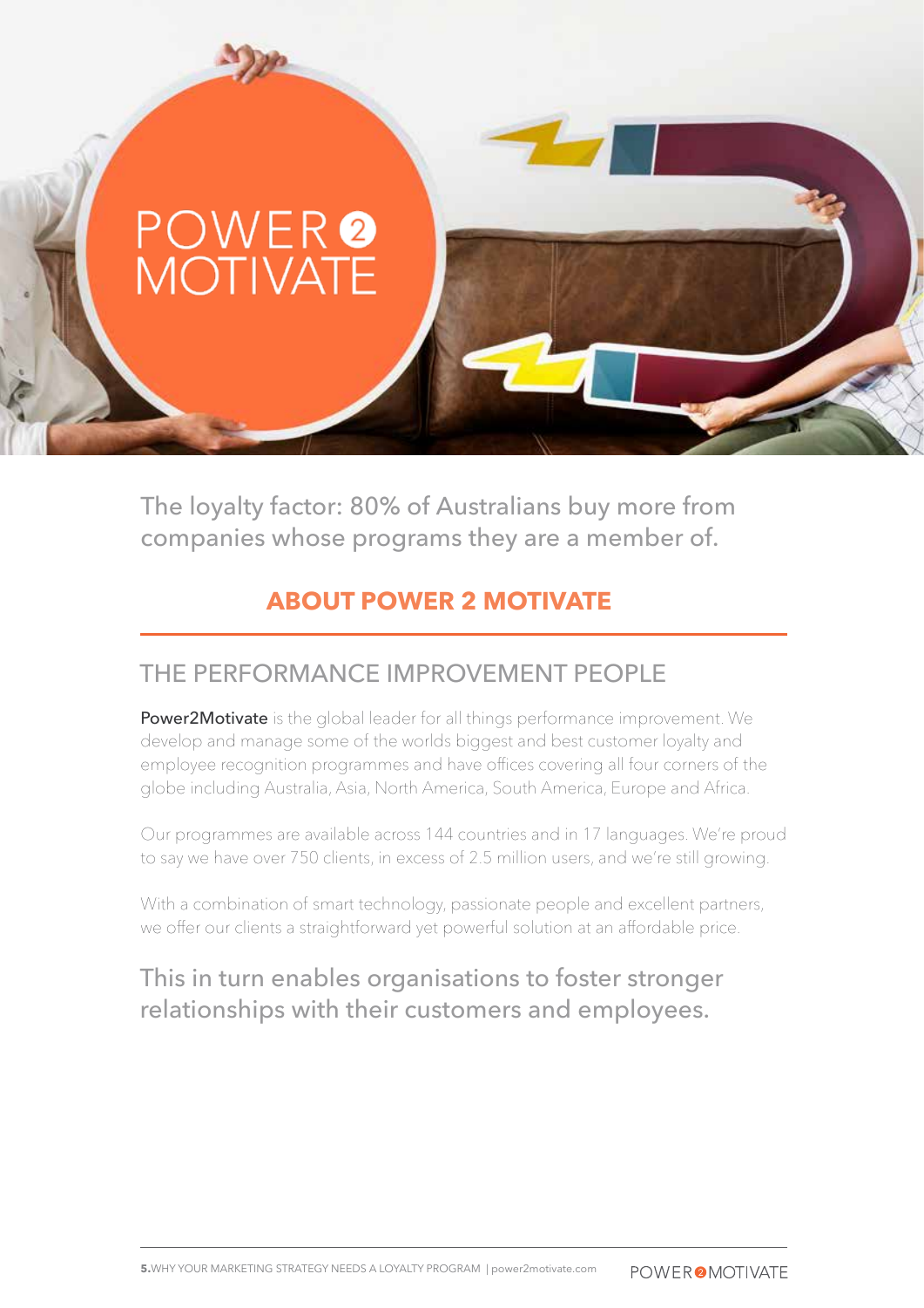The loyalty factor: 80% of Australians buy more from companies whose programs they are a member of.

## ABOUT POWER 2 MOTIVATE

### THE PERFORMANCE IMPROVEMENT PEOPLE

**Power2Motivate** is the global leader for all things performance improvement. We develop and manage some of the worlds biggest and best customer loyalty and employee recognition programmes and have offices covering all four corners of the globe including Australia, Asia, North America, South America, Europe and Africa.

Our programmes are available across 144 countries and in 17 languages. We're proud to say we have over 750 clients, in excess of 2.5 million users, and we're still growing.

With a combination of smart technology, passionate people and excellent partners, we offer our clients a straightforward yet powerful solution at an affordable price.

This in turn enables organisations to foster stronger relationships with their customers and employees.